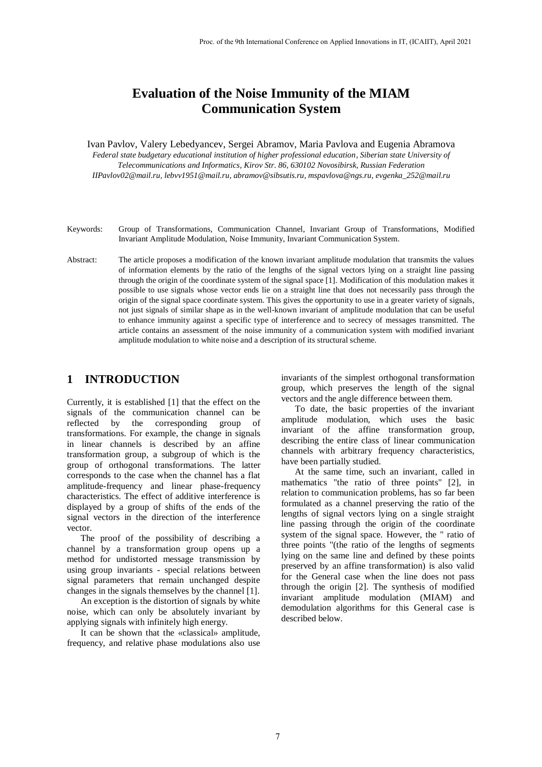# Evaluation of the Noise Immunity of the MIAM Communication System

Ivan Pavlov, Valery Lebedyancev, Sergei Abramov, Maria Pavlova and Eugenia Abramova

*Federal state budgetary educational institution of higher professional education, Siberian state University of Telecommunications and Informatics, Kirov Str. 86, 630102 Novosibirsk, Russian Federation*

*IIPavlov02@mail.ru, lebvv1951@mail.ru, abramov@sibsutis.ru, mspavlova@ngs.ru, evgenka_252@mail.ru*

Keywords: Group of Transformations, Communication Channel, Invariant Group of Transformations, Modified Invariant Amplitude Modulation, Noise Immunity, Invariant Communication System.

Abstract: The article proposes a modification of the known invariant amplitude modulation that transmits the values of information elements by the ratio of the lengths of the signal vectors lying on a straight line passing through the origin of the coordinate system of the signal space [1]. Modification of this modulation makes it possible to use signals whose vector ends lie on a straight line that does not necessarily pass through the origin of the signal space coordinate system. This gives the opportunity to use in a greater variety of signals, not just signals of similar shape as in the well-known invariant of amplitude modulation that can be useful to enhance immunity against a specific type of interference and to secrecy of messages transmitted. The article contains an assessment of the noise immunity of a communication system with modified invariant amplitude modulation to white noise and a description of its structural scheme.

## 1 INTRODUCTION

Currently, it is established [1] that the effect on the signals of the communication channel can be reflected by the corresponding group of transformations. For example, the change in signals in linear channels is described by an affine transformation group, a subgroup of which is the group of orthogonal transformations. The latter corresponds to the case when the channel has a flat amplitude-frequency and linear phase-frequency characteristics. The effect of additive interference is displayed by a group of shifts of the ends of the signal vectors in the direction of the interference vector.

The proof of the possibility of describing a channel by a transformation group opens up a method for undistorted message transmission by using group invariants - special relations between signal parameters that remain unchanged despite changes in the signals themselves by the channel [1].

An exception is the distortion of signals by white noise, which can only be absolutely invariant by applying signals with infinitely high energy.

It can be shown that the «classical» amplitude, frequency, and relative phase modulations also use invariants of the simplest orthogonal transformation group, which preserves the length of the signal vectors and the angle difference between them.

To date, the basic properties of the invariant amplitude modulation, which uses the basic invariant of the affine transformation group, describing the entire class of linear communication channels with arbitrary frequency characteristics, have been partially studied.

At the same time, such an invariant, called in mathematics "the ratio of three points" [2], in relation to communication problems, has so far been formulated as a channel preserving the ratio of the lengths of signal vectors lying on a single straight line passing through the origin of the coordinate system of the signal space. However, the " ratio of three points "(the ratio of the lengths of segments lying on the same line and defined by these points preserved by an affine transformation) is also valid for the General case when the line does not pass through the origin [2]. The synthesis of modified invariant amplitude modulation (MIAM) and demodulation algorithms for this General case is described below.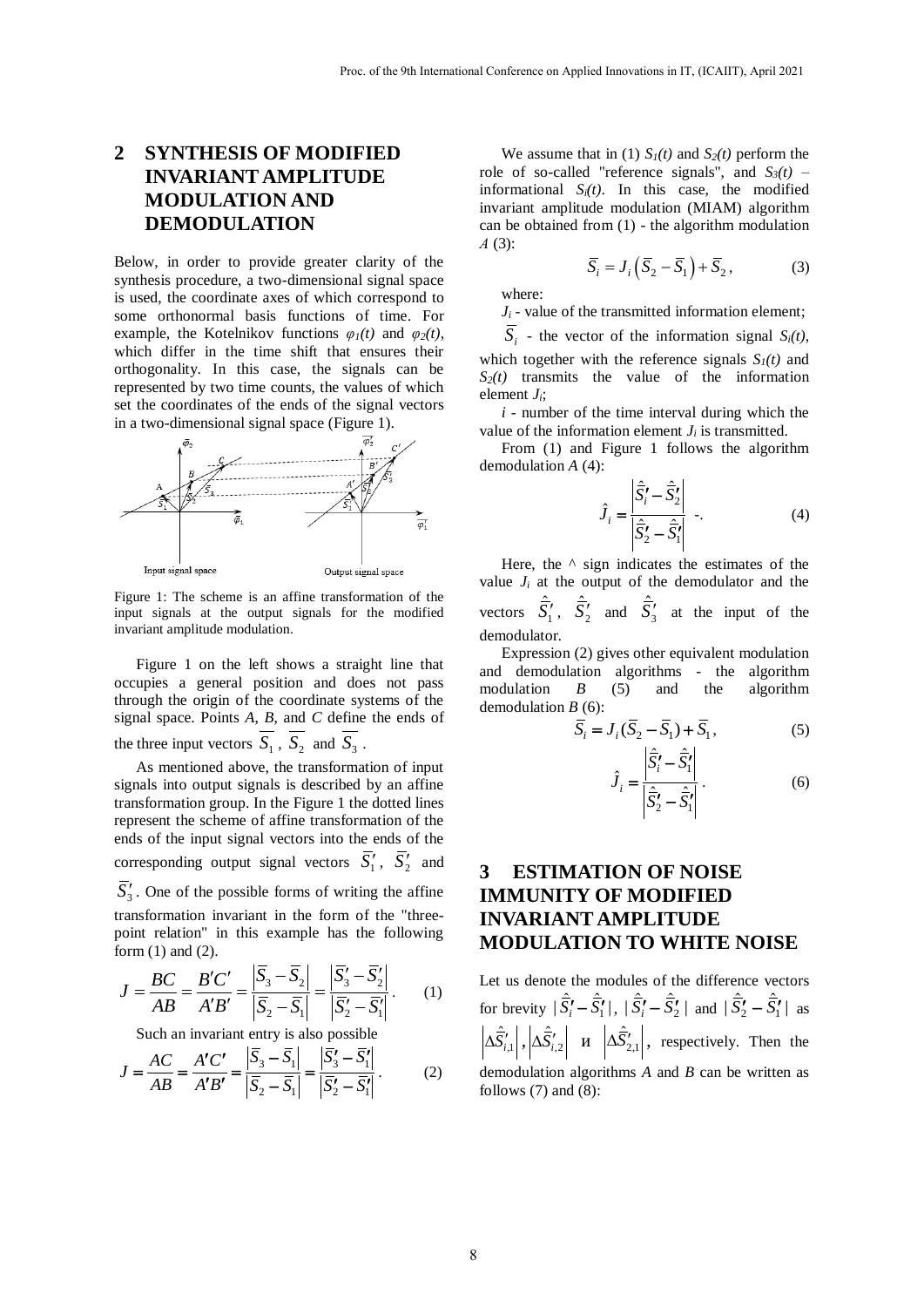## 2 SYNTHESIS OF MODIFIED INVARIANT AMPLITUDE MODULATION AND DEMODULATION

Below, in order to provide greater clarity of the synthesis procedure, a two-dimensional signal space is used, the coordinate axes of which correspond to some orthonormal basis functions of time. For example, the Kotelnikov functions $\varphi_1(t)$ and $\varphi_2(t)$, which differ in the time shift that ensures their orthogonality. In this case, the signals can be represented by two time counts, the values of which set the coordinates of the ends of the signal vectors in a two-dimensional signal space (Figure 1).

Figure 1: The scheme is an affine transformation of the input signals at the output signals for the modified invariant amplitude modulation.

Figure 1 on the left shows a straight line that occupies a general position and does not pass through the origin of the coordinate systems of the signal space. Points *A*, *B*, and *C* define the ends of the three input vectors $\overline{S_1}$, $\overline{S_2}$ and $\overline{S_3}$.

As mentioned above, the transformation of input signals into output signals is described by an affine transformation group. In the Figure 1 the dotted lines represent the scheme of affine transformation of the ends of the input signal vectors into the ends of the corresponding output signal vectors $\overline{S}_1'$, $\overline{S}_2'$ and $\overline{S}_3'$. One of the possible forms of writing the affine transformation invariant in the form of the "three-point relation" in this example has the following form (1) and (2).

$$J = \frac{BC}{AB} = \frac{B'C'}{A'B'} = \frac{\left|\overline{S}_3 - \overline{S}_2\right|}{\left|\overline{S}_2 - \overline{S}_1\right|} = \frac{\left|\overline{S}_3' - \overline{S}_2'\right|}{\left|\overline{S}_2' - \overline{S}_1'\right|}. \quad (1)$$

Such an invariant entry is also possible

$$J = \frac{AC}{AB} = \frac{A'C'}{A'B'} = \frac{\left|\overline{S}_3 - \overline{S}_1\right|}{\left|\overline{S}_2 - \overline{S}_1\right|} = \frac{\left|\overline{S}_3' - \overline{S}_1'\right|}{\left|\overline{S}_2' - \overline{S}_1'\right|}. \quad (2)$$

We assume that in (1) $S_1(t)$ and $S_2(t)$ perform the role of so-called "reference signals", and $S_3(t)$ – informational $S_i(t)$. In this case, the modified invariant amplitude modulation (MIAM) algorithm can be obtained from (1) - the algorithm modulation *A* (3):

$$\overline{S}_i = J_i\left(\overline{S}_2 - \overline{S}_1\right) + \overline{S}_2, \quad (3)$$

where:

$J_i$ - value of the transmitted information element;

$\overline{S}_i$ - the vector of the information signal $S_i(t)$, which together with the reference signals $S_1(t)$ and $S_2(t)$ transmits the value of the information element $J_i$;

$i$ - number of the time interval during which the value of the information element $J_i$ is transmitted.

From (1) and Figure 1 follows the algorithm demodulation *A* (4):

$$\hat{J}_i = \frac{\left|\hat{\overline{S}}_i' - \hat{\overline{S}}_2'\right|}{\left|\hat{\overline{S}}_2' - \hat{\overline{S}}_1'\right|} \text{ -.} \quad (4)$$

Here, the ^ sign indicates the estimates of the value $J_i$ at the output of the demodulator and the vectors $\hat{\overline{S}}_1'$, $\hat{\overline{S}}_2'$ and $\hat{\overline{S}}_3'$ at the input of the demodulator.

Expression (2) gives other equivalent modulation and demodulation algorithms - the algorithm modulation *B* (5) and the algorithm demodulation *B* (6):

$$\overline{S}_i = J_i(\overline{S}_2 - \overline{S}_1) + \overline{S}_1, \quad (5)$$

$$\hat{J}_i = \frac{\left|\hat{\overline{S}}_i' - \hat{\overline{S}}_1'\right|}{\left|\hat{\overline{S}}_2' - \hat{\overline{S}}_1'\right|}. \quad (6)$$

## 3 ESTIMATION OF NOISE IMMUNITY OF MODIFIED INVARIANT AMPLITUDE MODULATION TO WHITE NOISE

Let us denote the modules of the difference vectors for brevity $|\hat{\overline{S}}_i' - \hat{\overline{S}}_1'|$, $|\hat{\overline{S}}_i' - \hat{\overline{S}}_2'|$ and $|\hat{\overline{S}}_2' - \hat{\overline{S}}_1'|$ as $\left|\Delta\hat{\overline{S}}_{i,1}'\right|$, $\left|\Delta\hat{\overline{S}}_{i,2}'\right|$ и $\left|\Delta\hat{\overline{S}}_{2,1}'\right|$, respectively. Then the demodulation algorithms *A* and *B* can be written as follows (7) and (8):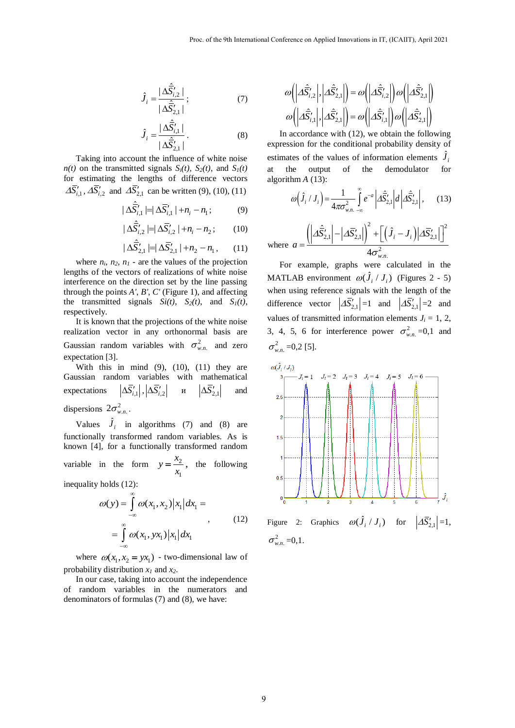$$\hat{J}_i = \frac{|\Delta\hat{\bar{S}}'_{i,2}|}{|\Delta\hat{\bar{S}}'_{2,1}|}; \tag{7}$$

$$\hat{J}_i = \frac{|\Delta\hat{\bar{S}}'_{i,1}|}{|\Delta\hat{\bar{S}}'_{2,1}|}. \tag{8}$$

Taking into account the influence of white noise $n(t)$ on the transmitted signals $S_i(t)$, $S_2(t)$, and $S_1(t)$ for estimating the lengths of difference vectors $\Delta\bar{S}'_{i,1}$, $\Delta\bar{S}'_{i,2}$ and $\Delta\bar{S}'_{2,1}$ can be written (9), (10), (11)

$$|\Delta\hat{\bar{S}}'_{i,1}| = |\Delta\bar{S}'_{i,1}| + n_i - n_1; \tag{9}$$

$$|\Delta\hat{\bar{S}}'_{i,2}| = |\Delta\bar{S}'_{i,2}| + n_i - n_2; \tag{10}$$

$$|\Delta\hat{\bar{S}}'_{2,1}| = |\Delta\bar{S}'_{2,1}| + n_2 - n_1, \tag{11}$$

where $n_i$, $n_2$, $n_1$ - are the values of the projection lengths of the vectors of realizations of white noise interference on the direction set by the line passing through the points $A'$, $B'$, $C'$ (Figure 1), and affecting the transmitted signals $Si(t)$, $S_2(t)$, and $S_1(t)$, respectively.

It is known that the projections of the white noise realization vector in any orthonormal basis are Gaussian random variables with $\sigma^2_{w.n.}$ and zero expectation [3].

With this in mind (9), (10), (11) they are Gaussian random variables with mathematical expectations $|\Delta\bar{S}'_{i,1}|, |\Delta\bar{S}'_{i,2}|$ и $|\Delta\bar{S}'_{2,1}|$ and dispersions $2\sigma^2_{w.n.}$.

Values $\hat{J}_i$ in algorithms (7) and (8) are functionally transformed random variables. As is known [4], for a functionally transformed random variable in the form $y = \frac{x_2}{x_1}$, the following inequality holds (12):

$$\omega(y) = \int_{-\infty}^{\infty} \omega(x_1, x_2)|x_1|dx_1 = \int_{-\infty}^{\infty} \omega(x_1, yx_1)|x_1|dx_1 , \tag{12}$$

where $\omega(x_1, x_2 = yx_1)$ - two-dimensional law of probability distribution $x_1$ and $x_2$.

In our case, taking into account the independence of random variables in the numerators and denominators of formulas (7) and (8), we have:

$$\omega\left(\left|\Delta\hat{\bar{S}}'_{i,2}\right|, \left|\Delta\hat{\bar{S}}'_{2,1}\right|\right) = \omega\left(\left|\Delta\hat{\bar{S}}'_{i,2}\right|\right)\omega\left(\left|\Delta\hat{\bar{S}}'_{2,1}\right|\right)$$

$$\omega\left(\left|\Delta\hat{\bar{S}}'_{i,1}\right|, \left|\Delta\hat{\bar{S}}'_{2,1}\right|\right) = \omega\left(\left|\Delta\hat{\bar{S}}'_{i,1}\right|\right)\omega\left(\left|\Delta\hat{\bar{S}}'_{2,1}\right|\right)$$

In accordance with (12), we obtain the following expression for the conditional probability density of estimates of the values of information elements $\hat{J}_i$ at the output of the demodulator for algorithm *A* (13):

$$\omega\left(\hat{J}_i / J_i\right) = \frac{1}{4\pi\sigma^2_{w.n.}} \int_{-\infty}^{\infty} e^{-a} \left|\Delta\hat{\bar{S}}'_{2,1}\right| d\left|\Delta\hat{\bar{S}}'_{2,1}\right|, \tag{13}$$

where $a = \dfrac{\left(\left|\Delta\hat{\bar{S}}'_{2,1}\right| - \left|\Delta\bar{S}'_{2,1}\right|\right)^2 + \left[\left(\hat{J}_i - J_i\right)\left|\Delta\bar{S}'_{2,1}\right|\right]^2}{4\sigma^2_{w.n.}}$

For example, graphs were calculated in the MATLAB environment $\omega(\hat{J}_i / J_i)$ (Figures 2 - 5) when using reference signals with the length of the difference vector $\left|\Delta\bar{S}'_{2,1}\right|$=1 and $\left|\Delta\bar{S}'_{2,1}\right|$=2 and values of transmitted information elements $J_i$ = 1, 2, 3, 4, 5, 6 for interference power $\sigma^2_{w.n.}$=0,1 and $\sigma^2_{w.n.}$=0,2 [5].

Figure 2: Graphics $\omega(\hat{J}_i / J_i)$ for $\left|\Delta\bar{S}'_{2,1}\right|$=1, $\sigma^2_{w.n.}$=0,1.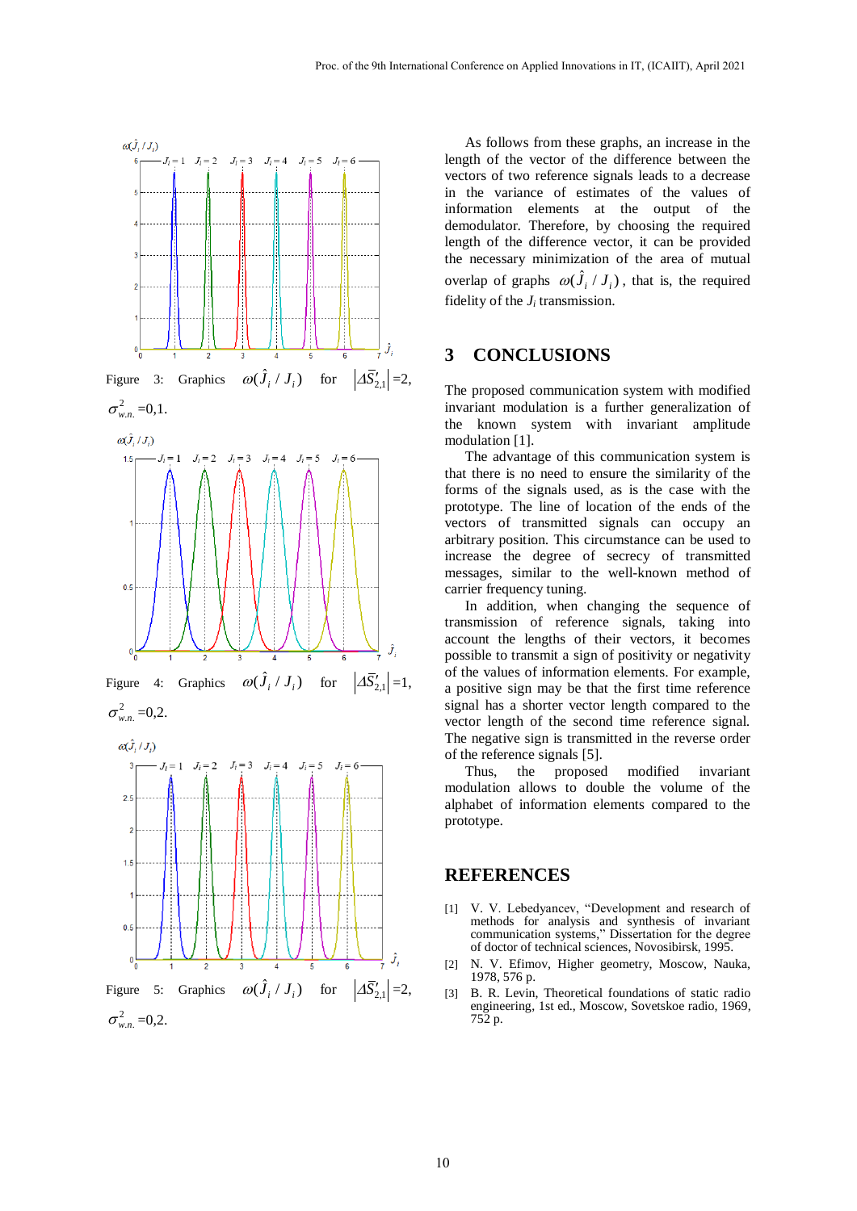Figure 3: Graphics $\omega(\hat{J}_i / J_i)$ for $|\Delta\bar{S}'_{2,1}|$ =2, $\sigma^2_{w.n.}$ =0,1.

Figure 4: Graphics $\omega(\hat{J}_i / J_i)$ for $|\Delta\bar{S}'_{2,1}|$ =1, $\sigma^2_{w.n.}$ =0,2.

Figure 5: Graphics $\omega(\hat{J}_i / J_i)$ for $|\Delta\bar{S}'_{2,1}|$ =2, $\sigma^2_{w.n.}$ =0,2.

As follows from these graphs, an increase in the length of the vector of the difference between the vectors of two reference signals leads to a decrease in the variance of estimates of the values of information elements at the output of the demodulator. Therefore, by choosing the required length of the difference vector, it can be provided the necessary minimization of the area of mutual overlap of graphs $\omega(\hat{J}_i / J_i)$, that is, the required fidelity of the $J_i$ transmission.

## 3 CONCLUSIONS

The proposed communication system with modified invariant modulation is a further generalization of the known system with invariant amplitude modulation [1].

The advantage of this communication system is that there is no need to ensure the similarity of the forms of the signals used, as is the case with the prototype. The line of location of the ends of the vectors of transmitted signals can occupy an arbitrary position. This circumstance can be used to increase the degree of secrecy of transmitted messages, similar to the well-known method of carrier frequency tuning.

In addition, when changing the sequence of transmission of reference signals, taking into account the lengths of their vectors, it becomes possible to transmit a sign of positivity or negativity of the values of information elements. For example, a positive sign may be that the first time reference signal has a shorter vector length compared to the vector length of the second time reference signal. The negative sign is transmitted in the reverse order of the reference signals [5].

Thus, the proposed modified invariant modulation allows to double the volume of the alphabet of information elements compared to the prototype.

## REFERENCES

[1] V. V. Lebedyancev, “Development and research of methods for analysis and synthesis of invariant communication systems,” Dissertation for the degree of doctor of technical sciences, Novosibirsk, 1995.

[2] N. V. Efimov, Higher geometry, Moscow, Nauka, 1978, 576 p.

[3] B. R. Levin, Theoretical foundations of static radio engineering, 1st ed., Moscow, Sovetskoe radio, 1969, 752 p.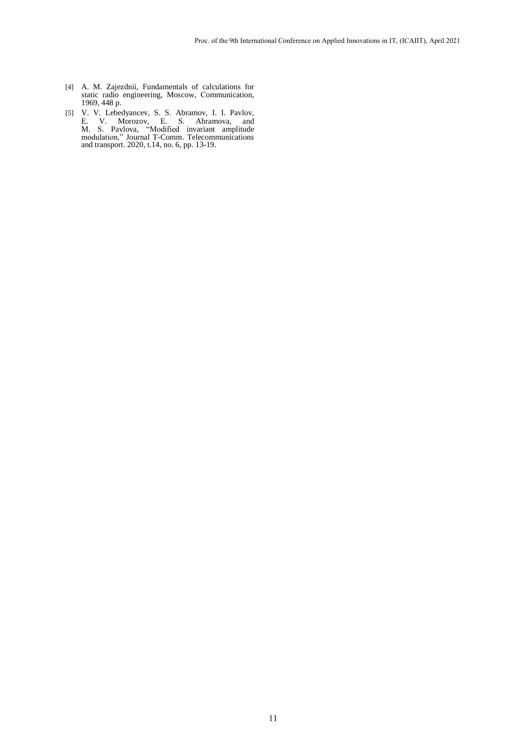[4] A. M. Zajezdnii, Fundamentals of calculations for static radio engineering, Moscow, Communication, 1969, 448 p.

[5] V. V. Lebedyancev, S. S. Abramov, I. I. Pavlov, E. V. Morozov, E. S. Abramova, and M. S. Pavlova, "Modified invariant amplitude modulation," Journal T-Comm. Telecommunications and transport. 2020, t.14, no. 6, pp. 13-19.